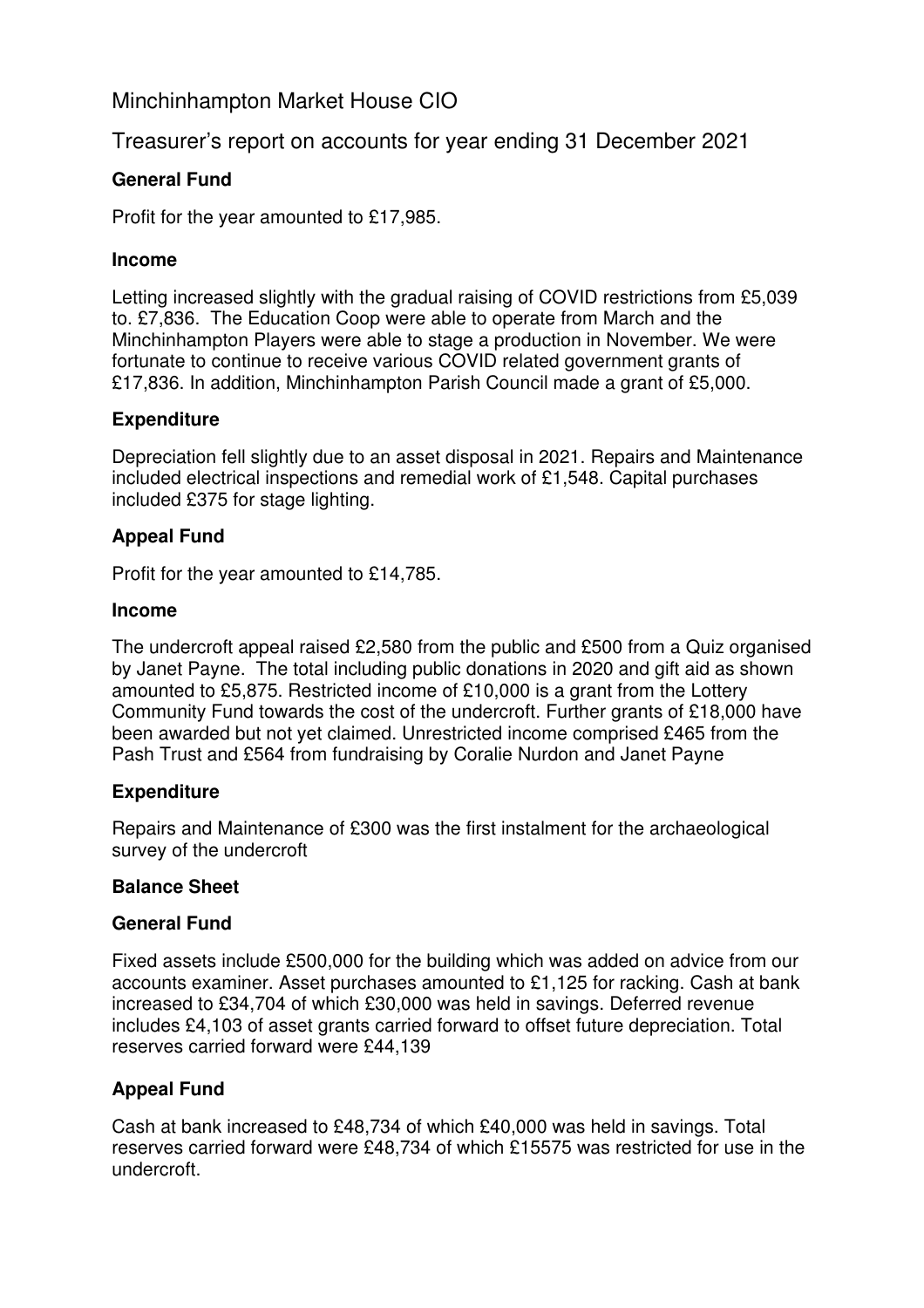# Minchinhampton Market House CIO

## Treasurer's report on accounts for year ending 31 December 2021

### General Fund

Profit for the year amounted to £17,985.

### Income

Letting increased slightly with the gradual raising of COVID restrictions from £5,039 to. £7,836. The Education Coop were able to operate from March and the Minchinhampton Players were able to stage a production in November. We were fortunate to continue to receive various COVID related government grants of £17,836. In addition, Minchinhampton Parish Council made a grant of £5,000.

### Expenditure

Depreciation fell slightly due to an asset disposal in 2021. Repairs and Maintenance included electrical inspections and remedial work of £1,548. Capital purchases included £375 for stage lighting.

### Appeal Fund

Profit for the year amounted to £14,785.

### Income

The undercroft appeal raised £2,580 from the public and £500 from a Quiz organised by Janet Payne. The total including public donations in 2020 and gift aid as shown amounted to £5,875. Restricted income of £10,000 is a grant from the Lottery Community Fund towards the cost of the undercroft. Further grants of £18,000 have been awarded but not yet claimed. Unrestricted income comprised £465 from the Pash Trust and £564 from fundraising by Coralie Nurdon and Janet Payne

### Expenditure

Repairs and Maintenance of £300 was the first instalment for the archaeological survey of the undercroft

### Balance Sheet

### General Fund

Fixed assets include £500,000 for the building which was added on advice from our accounts examiner. Asset purchases amounted to £1,125 for racking. Cash at bank increased to £34,704 of which £30,000 was held in savings. Deferred revenue includes £4,103 of asset grants carried forward to offset future depreciation. Total reserves carried forward were £44,139

### Appeal Fund

Cash at bank increased to £48,734 of which £40,000 was held in savings. Total reserves carried forward were £48,734 of which £15575 was restricted for use in the undercroft.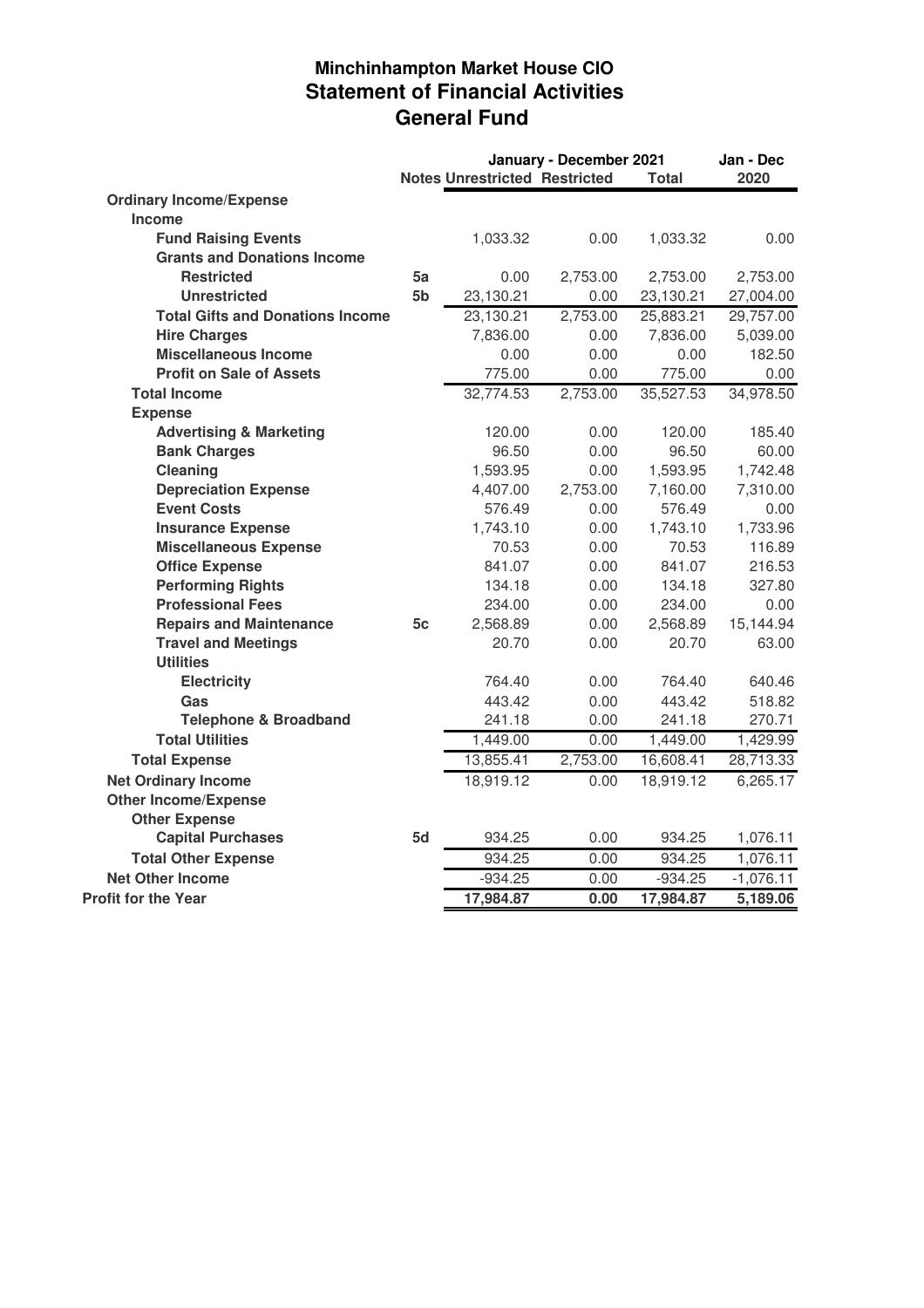# Minchinhampton Market House CIO
## Statement of Financial Activities
## General Fund

| | Notes | January - December 2021 Unrestricted | Restricted | Total | Jan - Dec 2020 |
|---|---|---|---|---|---|
| **Ordinary Income/Expense** | | | | | |
| **Income** | | | | | |
| **Fund Raising Events** | | 1,033.32 | 0.00 | 1,033.32 | 0.00 |
| **Grants and Donations Income** | | | | | |
| **Restricted** | 5a | 0.00 | 2,753.00 | 2,753.00 | 2,753.00 |
| **Unrestricted** | 5b | 23,130.21 | 0.00 | 23,130.21 | 27,004.00 |
| **Total Gifts and Donations Income** | | 23,130.21 | 2,753.00 | 25,883.21 | 29,757.00 |
| **Hire Charges** | | 7,836.00 | 0.00 | 7,836.00 | 5,039.00 |
| **Miscellaneous Income** | | 0.00 | 0.00 | 0.00 | 182.50 |
| **Profit on Sale of Assets** | | 775.00 | 0.00 | 775.00 | 0.00 |
| **Total Income** | | 32,774.53 | 2,753.00 | 35,527.53 | 34,978.50 |
| **Expense** | | | | | |
| **Advertising & Marketing** | | 120.00 | 0.00 | 120.00 | 185.40 |
| **Bank Charges** | | 96.50 | 0.00 | 96.50 | 60.00 |
| **Cleaning** | | 1,593.95 | 0.00 | 1,593.95 | 1,742.48 |
| **Depreciation Expense** | | 4,407.00 | 2,753.00 | 7,160.00 | 7,310.00 |
| **Event Costs** | | 576.49 | 0.00 | 576.49 | 0.00 |
| **Insurance Expense** | | 1,743.10 | 0.00 | 1,743.10 | 1,733.96 |
| **Miscellaneous Expense** | | 70.53 | 0.00 | 70.53 | 116.89 |
| **Office Expense** | | 841.07 | 0.00 | 841.07 | 216.53 |
| **Performing Rights** | | 134.18 | 0.00 | 134.18 | 327.80 |
| **Professional Fees** | | 234.00 | 0.00 | 234.00 | 0.00 |
| **Repairs and Maintenance** | 5c | 2,568.89 | 0.00 | 2,568.89 | 15,144.94 |
| **Travel and Meetings** | | 20.70 | 0.00 | 20.70 | 63.00 |
| **Utilities** | | | | | |
| **Electricity** | | 764.40 | 0.00 | 764.40 | 640.46 |
| **Gas** | | 443.42 | 0.00 | 443.42 | 518.82 |
| **Telephone & Broadband** | | 241.18 | 0.00 | 241.18 | 270.71 |
| **Total Utilities** | | 1,449.00 | 0.00 | 1,449.00 | 1,429.99 |
| **Total Expense** | | 13,855.41 | 2,753.00 | 16,608.41 | 28,713.33 |
| **Net Ordinary Income** | | 18,919.12 | 0.00 | 18,919.12 | 6,265.17 |
| **Other Income/Expense** | | | | | |
| **Other Expense** | | | | | |
| **Capital Purchases** | 5d | 934.25 | 0.00 | 934.25 | 1,076.11 |
| **Total Other Expense** | | 934.25 | 0.00 | 934.25 | 1,076.11 |
| **Net Other Income** | | -934.25 | 0.00 | -934.25 | -1,076.11 |
| **Profit for the Year** | | **17,984.87** | **0.00** | **17,984.87** | **5,189.06** |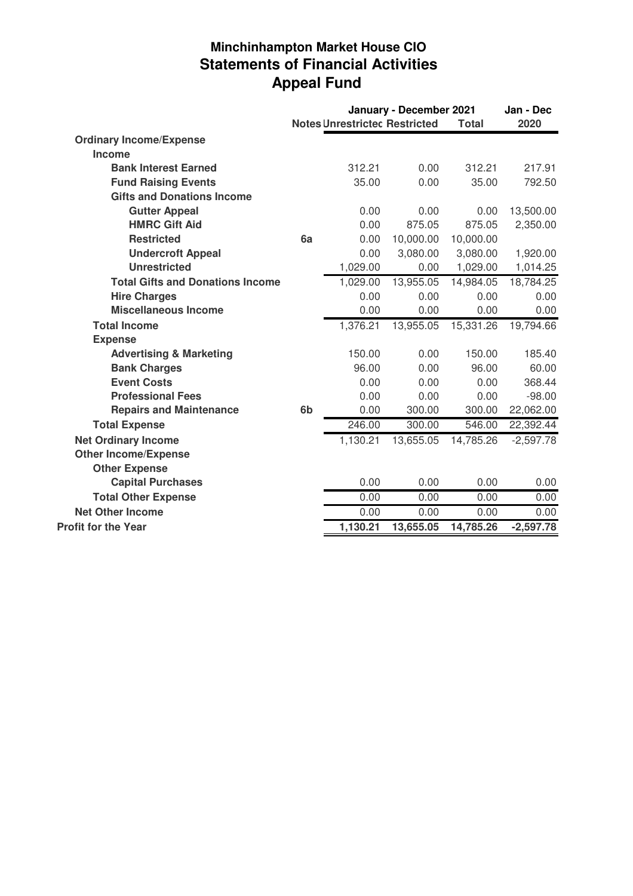# Minchinhampton Market House CIO
## Statements of Financial Activities
## Appeal Fund

| | Notes | January - December 2021 | | | Jan - Dec |
|---|---|---|---|---|---|
| | | Unrestricted | Restricted | Total | 2020 |
| **Ordinary Income/Expense** | | | | | |
| **Income** | | | | | |
| **Bank Interest Earned** | | 312.21 | 0.00 | 312.21 | 217.91 |
| **Fund Raising Events** | | 35.00 | 0.00 | 35.00 | 792.50 |
| **Gifts and Donations Income** | | | | | |
| **Gutter Appeal** | | 0.00 | 0.00 | 0.00 | 13,500.00 |
| **HMRC Gift Aid** | | 0.00 | 875.05 | 875.05 | 2,350.00 |
| **Restricted** | 6a | 0.00 | 10,000.00 | 10,000.00 | |
| **Undercroft Appeal** | | 0.00 | 3,080.00 | 3,080.00 | 1,920.00 |
| **Unrestricted** | | 1,029.00 | 0.00 | 1,029.00 | 1,014.25 |
| **Total Gifts and Donations Income** | | 1,029.00 | 13,955.05 | 14,984.05 | 18,784.25 |
| **Hire Charges** | | 0.00 | 0.00 | 0.00 | 0.00 |
| **Miscellaneous Income** | | 0.00 | 0.00 | 0.00 | 0.00 |
| **Total Income** | | 1,376.21 | 13,955.05 | 15,331.26 | 19,794.66 |
| **Expense** | | | | | |
| **Advertising & Marketing** | | 150.00 | 0.00 | 150.00 | 185.40 |
| **Bank Charges** | | 96.00 | 0.00 | 96.00 | 60.00 |
| **Event Costs** | | 0.00 | 0.00 | 0.00 | 368.44 |
| **Professional Fees** | | 0.00 | 0.00 | 0.00 | -98.00 |
| **Repairs and Maintenance** | 6b | 0.00 | 300.00 | 300.00 | 22,062.00 |
| **Total Expense** | | 246.00 | 300.00 | 546.00 | 22,392.44 |
| **Net Ordinary Income** | | 1,130.21 | 13,655.05 | 14,785.26 | -2,597.78 |
| **Other Income/Expense** | | | | | |
| **Other Expense** | | | | | |
| **Capital Purchases** | | 0.00 | 0.00 | 0.00 | 0.00 |
| **Total Other Expense** | | 0.00 | 0.00 | 0.00 | 0.00 |
| **Net Other Income** | | 0.00 | 0.00 | 0.00 | 0.00 |
| **Profit for the Year** | | **1,130.21** | **13,655.05** | **14,785.26** | **-2,597.78** |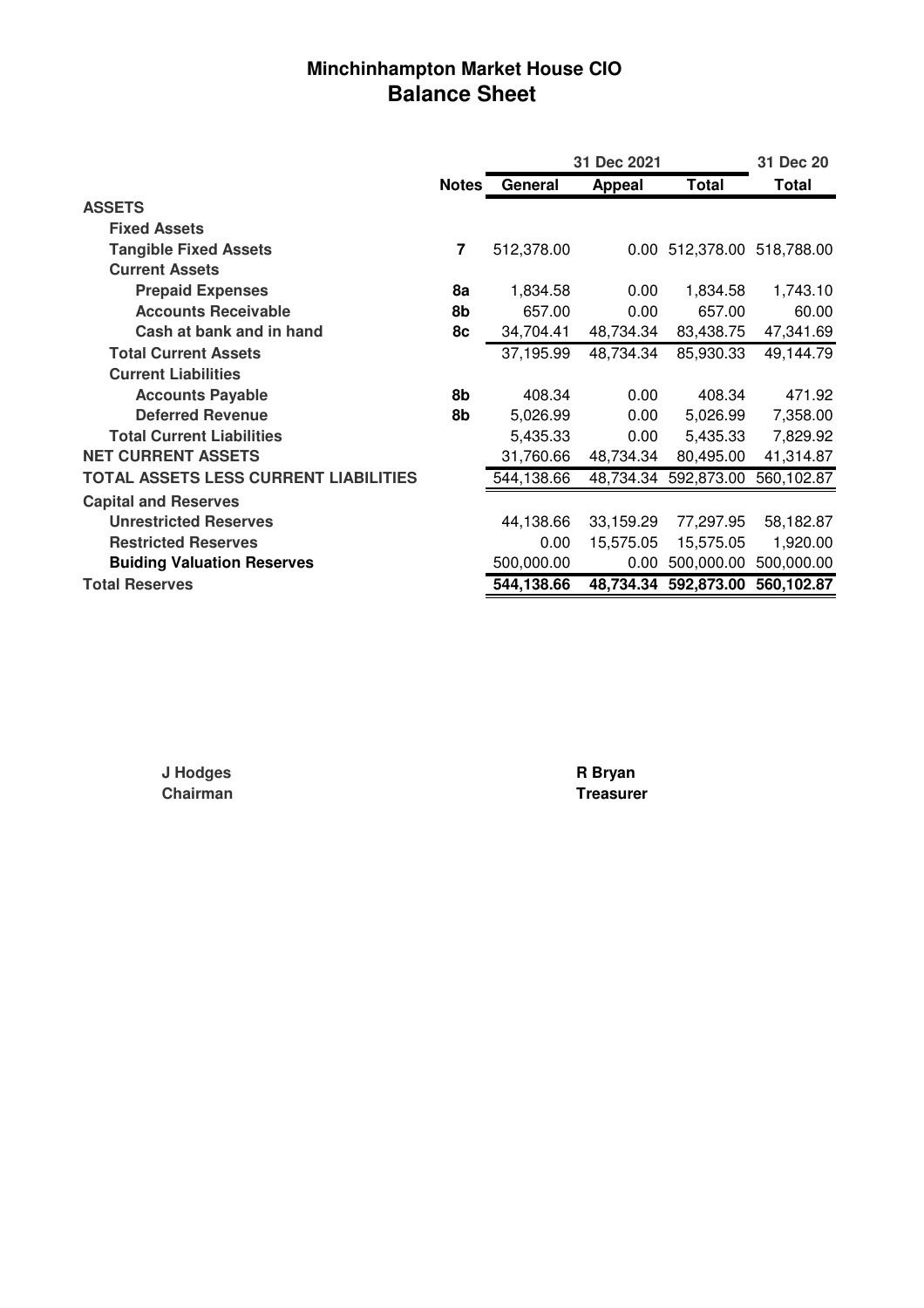# Minchinhampton Market House CIO

## Balance Sheet

| | Notes | 31 Dec 2021 | | | 31 Dec 20 |
|---|---|---|---|---|---|
| | | **General** | **Appeal** | **Total** | **Total** |
| **ASSETS** | | | | | |
| **Fixed Assets** | | | | | |
| **Tangible Fixed Assets** | **7** | 512,378.00 | 0.00 | 512,378.00 | 518,788.00 |
| **Current Assets** | | | | | |
| **Prepaid Expenses** | **8a** | 1,834.58 | 0.00 | 1,834.58 | 1,743.10 |
| **Accounts Receivable** | **8b** | 657.00 | 0.00 | 657.00 | 60.00 |
| **Cash at bank and in hand** | **8c** | 34,704.41 | 48,734.34 | 83,438.75 | 47,341.69 |
| **Total Current Assets** | | 37,195.99 | 48,734.34 | 85,930.33 | 49,144.79 |
| **Current Liabilities** | | | | | |
| **Accounts Payable** | **8b** | 408.34 | 0.00 | 408.34 | 471.92 |
| **Deferred Revenue** | **8b** | 5,026.99 | 0.00 | 5,026.99 | 7,358.00 |
| **Total Current Liabilities** | | 5,435.33 | 0.00 | 5,435.33 | 7,829.92 |
| **NET CURRENT ASSETS** | | 31,760.66 | 48,734.34 | 80,495.00 | 41,314.87 |
| **TOTAL ASSETS LESS CURRENT LIABILITIES** | | 544,138.66 | 48,734.34 | 592,873.00 | 560,102.87 |
| **Capital and Reserves** | | | | | |
| **Unrestricted Reserves** | | 44,138.66 | 33,159.29 | 77,297.95 | 58,182.87 |
| **Restricted Reserves** | | 0.00 | 15,575.05 | 15,575.05 | 1,920.00 |
| **Buiding Valuation Reserves** | | 500,000.00 | 0.00 | 500,000.00 | 500,000.00 |
| **Total Reserves** | | **544,138.66** | **48,734.34** | **592,873.00** | **560,102.87** |

**J Hodges**
**Chairman**

**R Bryan**
**Treasurer**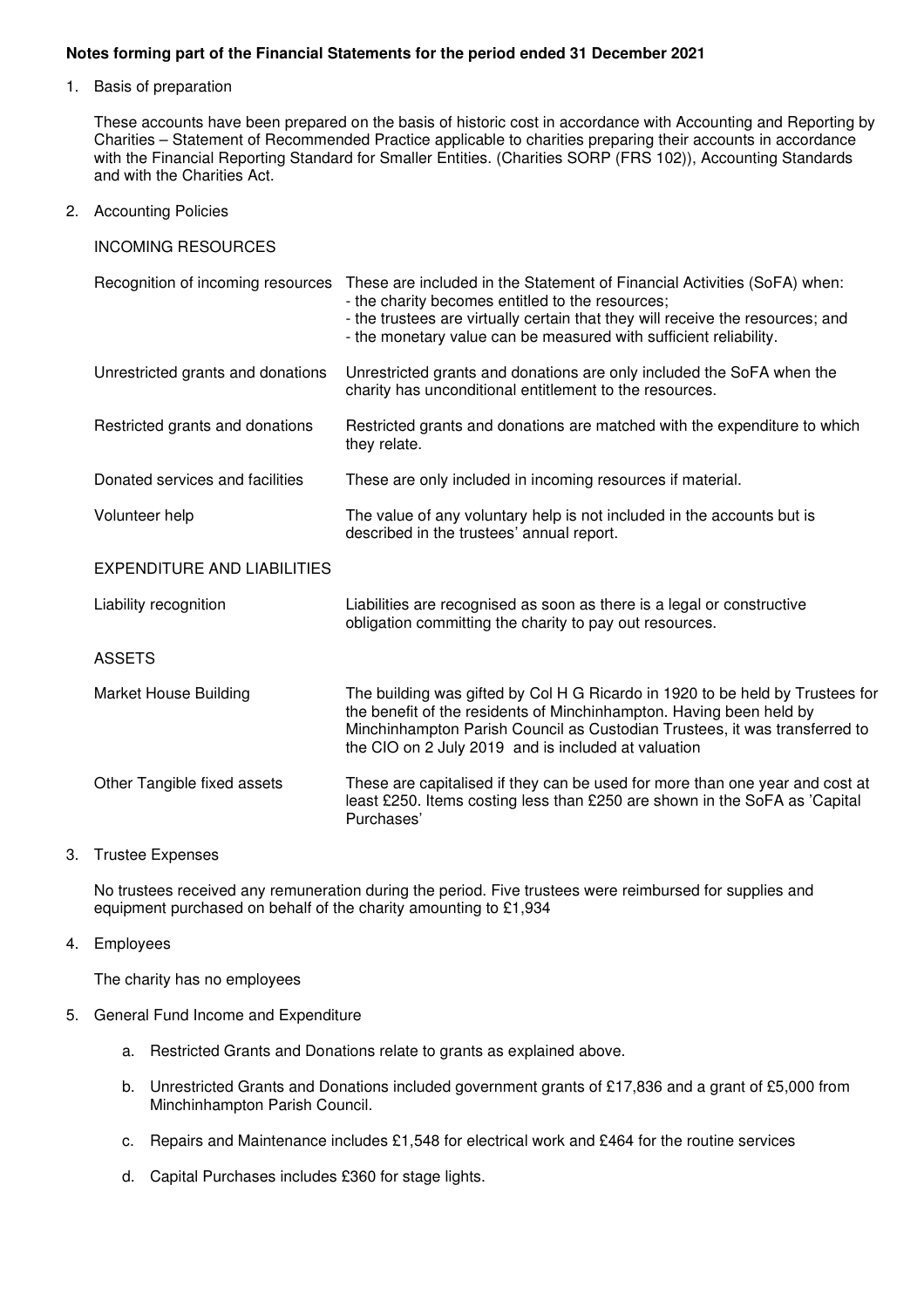**Notes forming part of the Financial Statements for the period ended 31 December 2021**

1. Basis of preparation

   These accounts have been prepared on the basis of historic cost in accordance with Accounting and Reporting by Charities – Statement of Recommended Practice applicable to charities preparing their accounts in accordance with the Financial Reporting Standard for Smaller Entities. (Charities SORP (FRS 102)), Accounting Standards and with the Charities Act.

2. Accounting Policies

   INCOMING RESOURCES

| | |
|---|---|
| Recognition of incoming resources | These are included in the Statement of Financial Activities (SoFA) when:<br>- the charity becomes entitled to the resources;<br>- the trustees are virtually certain that they will receive the resources; and<br>- the monetary value can be measured with sufficient reliability. |
| Unrestricted grants and donations | Unrestricted grants and donations are only included the SoFA when the charity has unconditional entitlement to the resources. |
| Restricted grants and donations | Restricted grants and donations are matched with the expenditure to which they relate. |
| Donated services and facilities | These are only included in incoming resources if material. |
| Volunteer help | The value of any voluntary help is not included in the accounts but is described in the trustees' annual report. |

   EXPENDITURE AND LIABILITIES

| | |
|---|---|
| Liability recognition | Liabilities are recognised as soon as there is a legal or constructive obligation committing the charity to pay out resources. |

   ASSETS

| | |
|---|---|
| Market House Building | The building was gifted by Col H G Ricardo in 1920 to be held by Trustees for the benefit of the residents of Minchinhampton. Having been held by Minchinhampton Parish Council as Custodian Trustees, it was transferred to the CIO on 2 July 2019 and is included at valuation |
| Other Tangible fixed assets | These are capitalised if they can be used for more than one year and cost at least £250. Items costing less than £250 are shown in the SoFA as 'Capital Purchases' |

3. Trustee Expenses

   No trustees received any remuneration during the period. Five trustees were reimbursed for supplies and equipment purchased on behalf of the charity amounting to £1,934

4. Employees

   The charity has no employees

5. General Fund Income and Expenditure

   a. Restricted Grants and Donations relate to grants as explained above.

   b. Unrestricted Grants and Donations included government grants of £17,836 and a grant of £5,000 from Minchinhampton Parish Council.

   c. Repairs and Maintenance includes £1,548 for electrical work and £464 for the routine services

   d. Capital Purchases includes £360 for stage lights.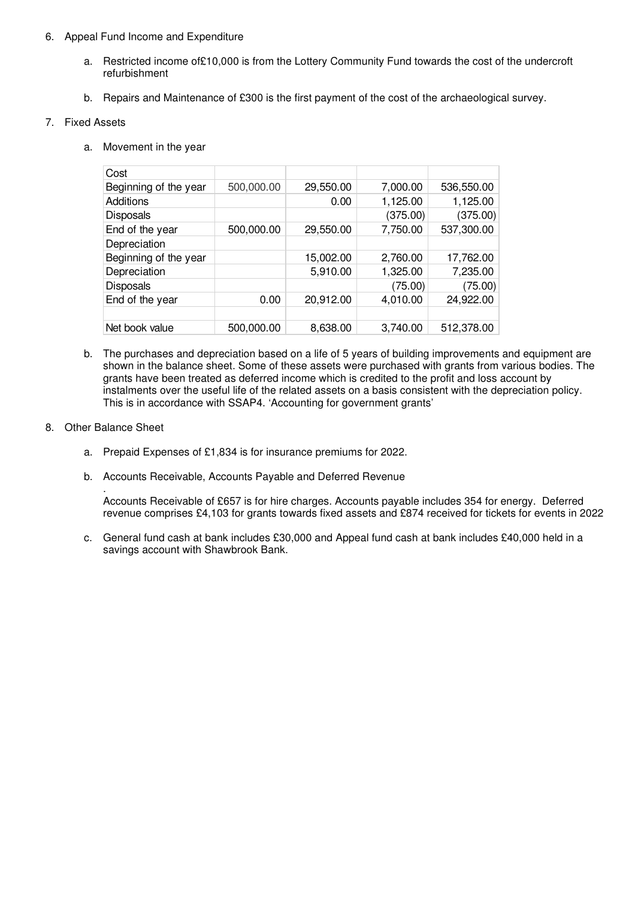6. Appeal Fund Income and Expenditure

   a. Restricted income of£10,000 is from the Lottery Community Fund towards the cost of the undercroft refurbishment

   b. Repairs and Maintenance of £300 is the first payment of the cost of the archaeological survey.

7. Fixed Assets

   a. Movement in the year

| | | | | |
|---|---|---|---|---|
| Cost | | | | |
| Beginning of the year | 500,000.00 | 29,550.00 | 7,000.00 | 536,550.00 |
| Additions | | 0.00 | 1,125.00 | 1,125.00 |
| Disposals | | | (375.00) | (375.00) |
| End of the year | 500,000.00 | 29,550.00 | 7,750.00 | 537,300.00 |
| Depreciation | | | | |
| Beginning of the year | | 15,002.00 | 2,760.00 | 17,762.00 |
| Depreciation | | 5,910.00 | 1,325.00 | 7,235.00 |
| Disposals | | | (75.00) | (75.00) |
| End of the year | 0.00 | 20,912.00 | 4,010.00 | 24,922.00 |
| | | | | |
| Net book value | 500,000.00 | 8,638.00 | 3,740.00 | 512,378.00 |

   b. The purchases and depreciation based on a life of 5 years of building improvements and equipment are shown in the balance sheet. Some of these assets were purchased with grants from various bodies. The grants have been treated as deferred income which is credited to the profit and loss account by instalments over the useful life of the related assets on a basis consistent with the depreciation policy. This is in accordance with SSAP4. 'Accounting for government grants'

8. Other Balance Sheet

   a. Prepaid Expenses of £1,834 is for insurance premiums for 2022.

   b. Accounts Receivable, Accounts Payable and Deferred Revenue

      .
      Accounts Receivable of £657 is for hire charges. Accounts payable includes 354 for energy. Deferred revenue comprises £4,103 for grants towards fixed assets and £874 received for tickets for events in 2022

   c. General fund cash at bank includes £30,000 and Appeal fund cash at bank includes £40,000 held in a savings account with Shawbrook Bank.